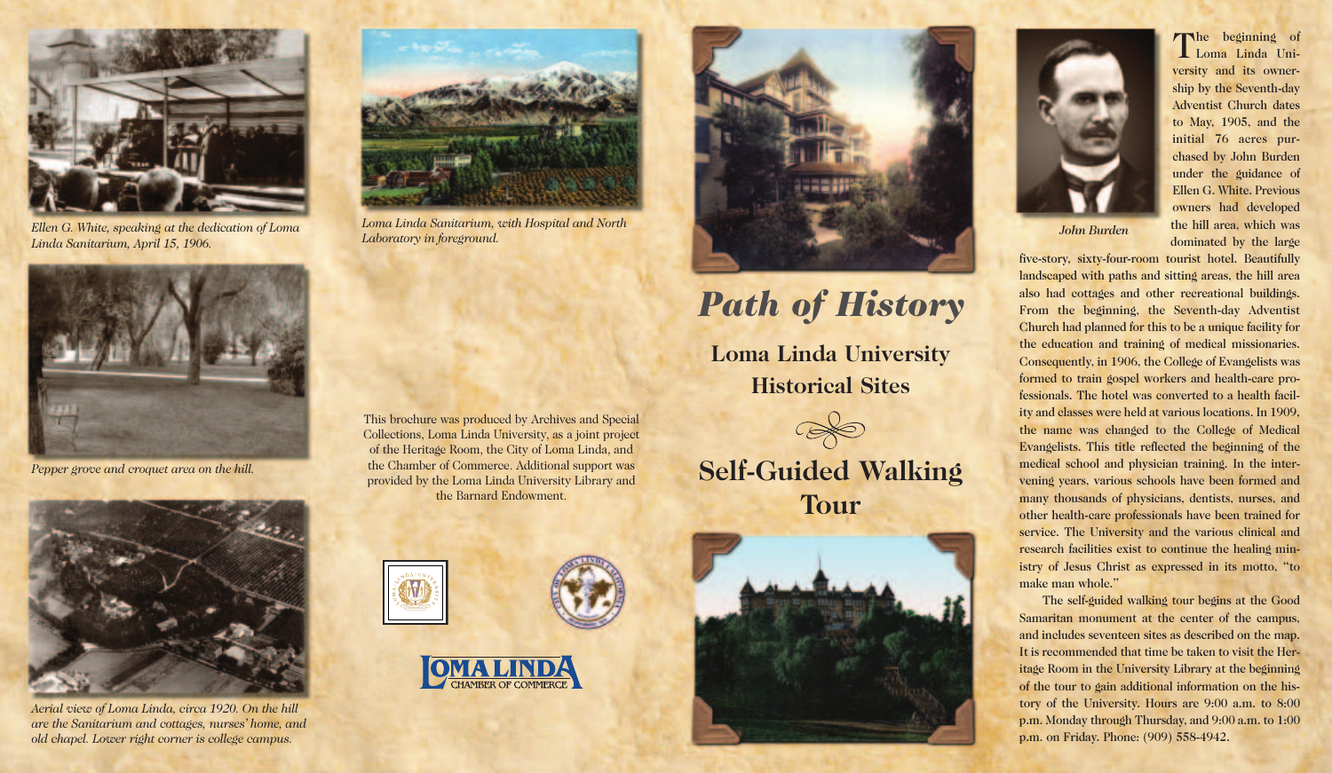*Ellen G. White, speaking at the dedication of Loma Linda Sanitarium, April 15, 1906.*

*Pepper grove and croquet area on the hill.*

*Aerial view of Loma Linda, circa 1920. On the hill are the Sanitarium and cottages, nurses' home, and old chapel. Lower right corner is college campus.*

*Loma Linda Sanitarium, with Hospital and North Laboratory in foreground.*

This brochure was produced by Archives and Special Collections, Loma Linda University, as a joint project of the Heritage Room, the City of Loma Linda, and the Chamber of Commerce. Additional support was provided by the Loma Linda University Library and the Barnard Endowment.

LOMA LINDA CHAMBER OF COMMERCE

# *Path of History*

## Loma Linda University Historical Sites

## Self-Guided Walking Tour

*John Burden*

The beginning of Loma Linda University and its ownership by the Seventh-day Adventist Church dates to May, 1905, and the initial 76 acres purchased by John Burden under the guidance of Ellen G. White. Previous owners had developed the hill area, which was dominated by the large five-story, sixty-four-room tourist hotel. Beautifully landscaped with paths and sitting areas, the hill area also had cottages and other recreational buildings. From the beginning, the Seventh-day Adventist Church had planned for this to be a unique facility for the education and training of medical missionaries. Consequently, in 1906, the College of Evangelists was formed to train gospel workers and health-care professionals. The hotel was converted to a health facility and classes were held at various locations. In 1909, the name was changed to the College of Medical Evangelists. This title reflected the beginning of the medical school and physician training. In the intervening years, various schools have been formed and many thousands of physicians, dentists, nurses, and other health-care professionals have been trained for service. The University and the various clinical and research facilities exist to continue the healing ministry of Jesus Christ as expressed in its motto, "to make man whole."

The self-guided walking tour begins at the Good Samaritan monument at the center of the campus, and includes seventeen sites as described on the map. It is recommended that time be taken to visit the Heritage Room in the University Library at the beginning of the tour to gain additional information on the history of the University. Hours are 9:00 a.m. to 8:00 p.m. Monday through Thursday, and 9:00 a.m. to 1:00 p.m. on Friday. Phone: (909) 558-4942.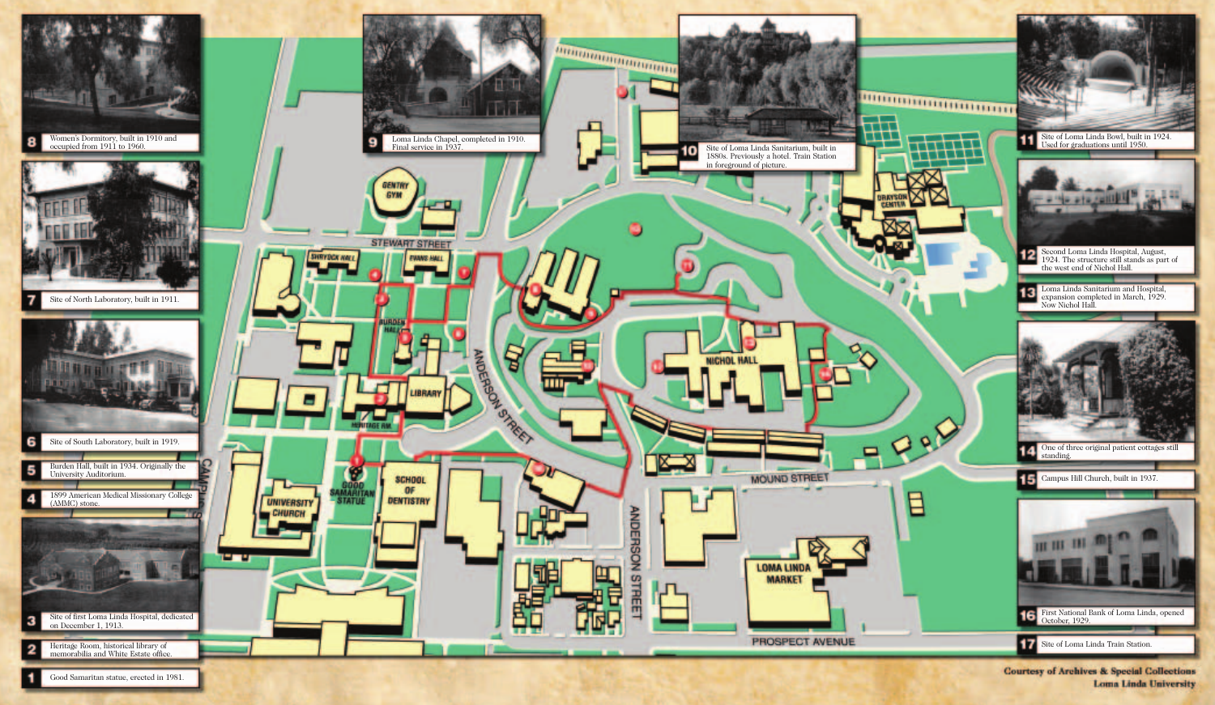8 Women's Dormitory, built in 1910 and occupied from 1911 to 1960.

7 Site of North Laboratory, built in 1911.

6 Site of South Laboratory, built in 1919.

5 Burden Hall, built in 1934. Originally the University Auditorium.

4 1899 American Medical Missionary College (AMMC) stone.

3 Site of first Loma Linda Hospital, dedicated on December 1, 1913.

2 Heritage Room, historical library of memorabilia and White Estate office.

1 Good Samaritan statue, erected in 1981.

9 Loma Linda Chapel, completed in 1910. Final service in 1937.

10 Site of Loma Linda Sanitarium, built in 1880s. Previously a hotel. Train Station in foreground of picture.

11 Site of Loma Linda Bowl, built in 1924. Used for graduations until 1950.

12 Second Loma Linda Hospital, August, 1924. The structure still stands as part of the west end of Nichol Hall.

13 Loma Linda Sanitarium and Hospital, expansion completed in March, 1929. Now Nichol Hall.

14 One of three original patient cottages still standing.

15 Campus Hill Church, built in 1937.

16 First National Bank of Loma Linda, opened October, 1929.

17 Site of Loma Linda Train Station.

GENTRY GYM

STEWART STREET

SHRYOCK HALL

EVANS HALL

BURDEN HALL

LIBRARY

HERITAGE RM.

ANDERSON STREET

GOOD SAMARITAN STATUE

SCHOOL OF DENTISTRY

UNIVERSITY CHURCH

CAMPUS ST

DRAYSON CENTER

NICHOL HALL

MOUND STREET

LOMA LINDA MARKET

PROSPECT AVENUE

**Courtesy of Archives & Special Collections Loma Linda University**